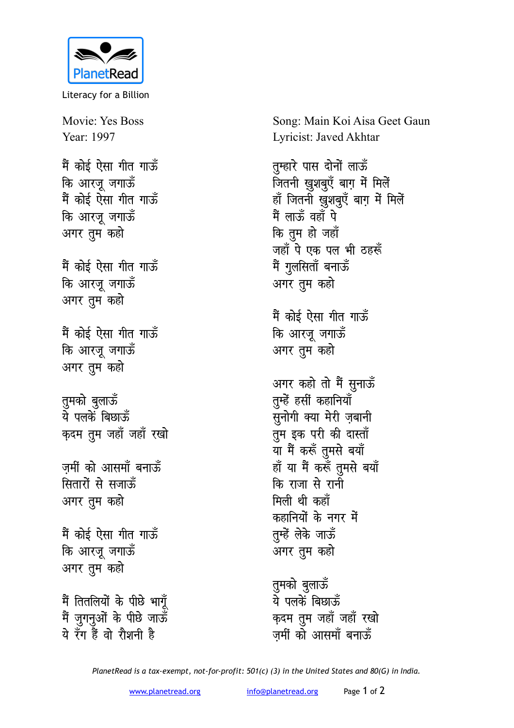PlanetRead

Literacy for a Billion

Movie: Yes Boss
Year: 1997

Song: Main Koi Aisa Geet Gaun
Lyricist: Javed Akhtar

मैं कोई ऐसा गीत गाऊँ
कि आरज़ू जगाऊँ
मैं कोई ऐसा गीत गाऊँ
कि आरज़ू जगाऊँ
अगर तुम कहो

मैं कोई ऐसा गीत गाऊँ
कि आरज़ू जगाऊँ
अगर तुम कहो

मैं कोई ऐसा गीत गाऊँ
कि आरज़ू जगाऊँ
अगर तुम कहो

तुमको बुलाऊँ
ये पलकें बिछाऊँ
क़दम तुम जहाँ जहाँ रखो

ज़मीं को आसमाँ बनाऊँ
सितारों से सजाऊँ
अगर तुम कहो

मैं कोई ऐसा गीत गाऊँ
कि आरज़ू जगाऊँ
अगर तुम कहो

मैं तितलियों के पीछे भागूँ
मैं जुगनुओं के पीछे जाऊँ
ये रँग हैं वो रौशनी है

तुम्हारे पास दोनों लाऊँ
जितनी ख़ुशबुएँ बाग़ में मिलें
हाँ जितनी ख़ुशबुएँ बाग़ में मिलें
मैं लाऊँ वहाँ पे
कि तुम हो जहाँ
जहाँ पे एक पल भी ठहरूँ
मैं गुलसिताँ बनाऊँ
अगर तुम कहो

मैं कोई ऐसा गीत गाऊँ
कि आरज़ू जगाऊँ
अगर तुम कहो

अगर कहो तो मैं सुनाऊँ
तुम्हें हसीं कहानियाँ
सुनोगी क्या मेरी ज़बानी
तुम इक परी की दास्ताँ
या मैं करूँ तुमसे बयाँ
हाँ या मैं करूँ तुमसे बयाँ
कि राजा से रानी
मिली थी कहाँ
कहानियों के नगर में
तुम्हें लेके जाऊँ
अगर तुम कहो

तुमको बुलाऊँ
ये पलकें बिछाऊँ
क़दम तुम जहाँ जहाँ रखो
ज़मीं को आसमाँ बनाऊँ

*PlanetRead is a tax-exempt, not-for-profit: 501(c) (3) in the United States and 80(G) in India.*

www.planetread.org info@planetread.org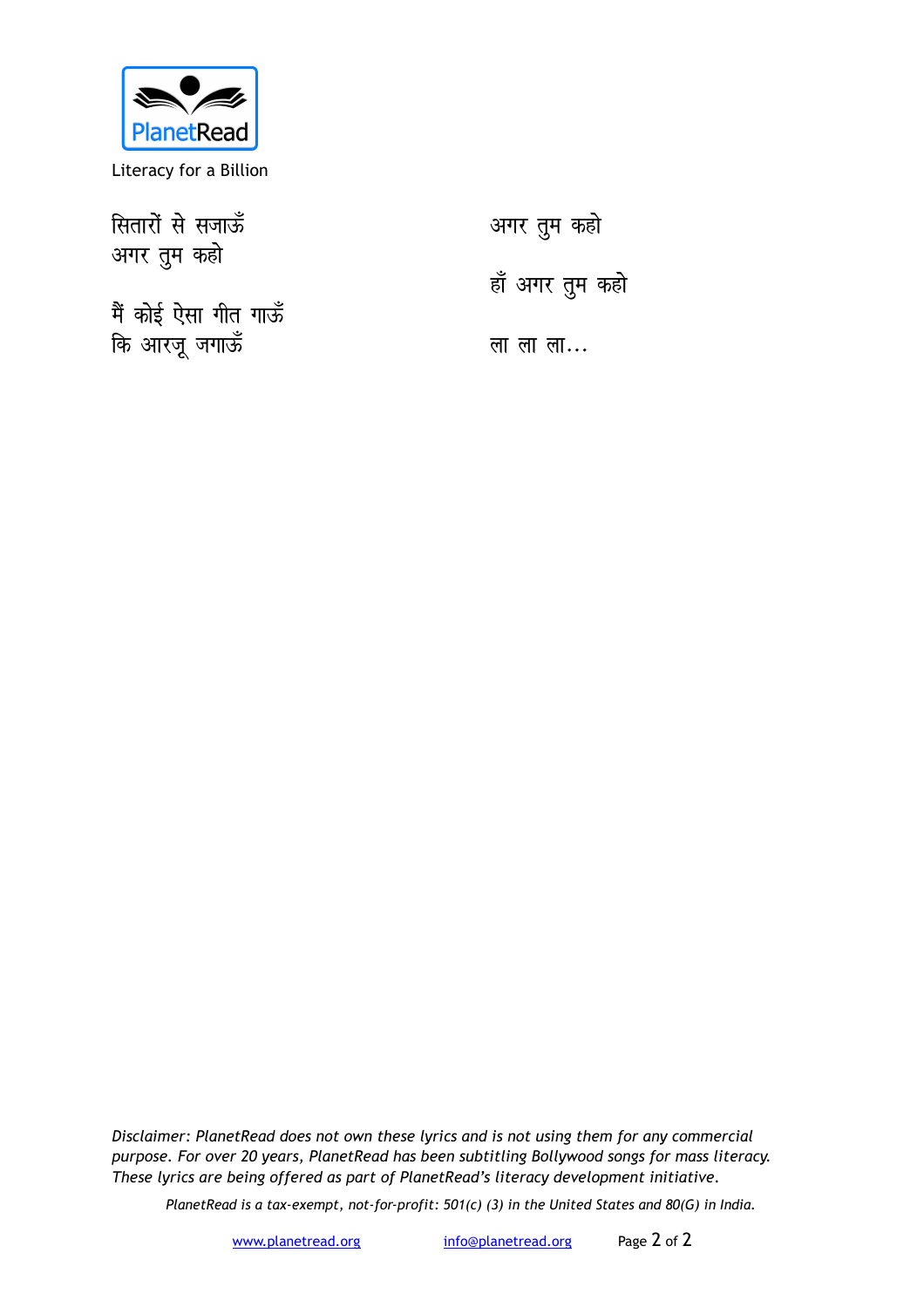सितारों से सजाऊँ
अगर तुम कहो

मैं कोई ऐसा गीत गाऊँ
कि आरज़ू जगाऊँ

अगर तुम कहो

हाँ अगर तुम कहो

ला ला ला...

*Disclaimer: PlanetRead does not own these lyrics and is not using them for any commercial purpose. For over 20 years, PlanetRead has been subtitling Bollywood songs for mass literacy. These lyrics are being offered as part of PlanetRead's literacy development initiative.*

*PlanetRead is a tax-exempt, not-for-profit: 501(c) (3) in the United States and 80(G) in India.*

www.planetread.org info@planetread.org